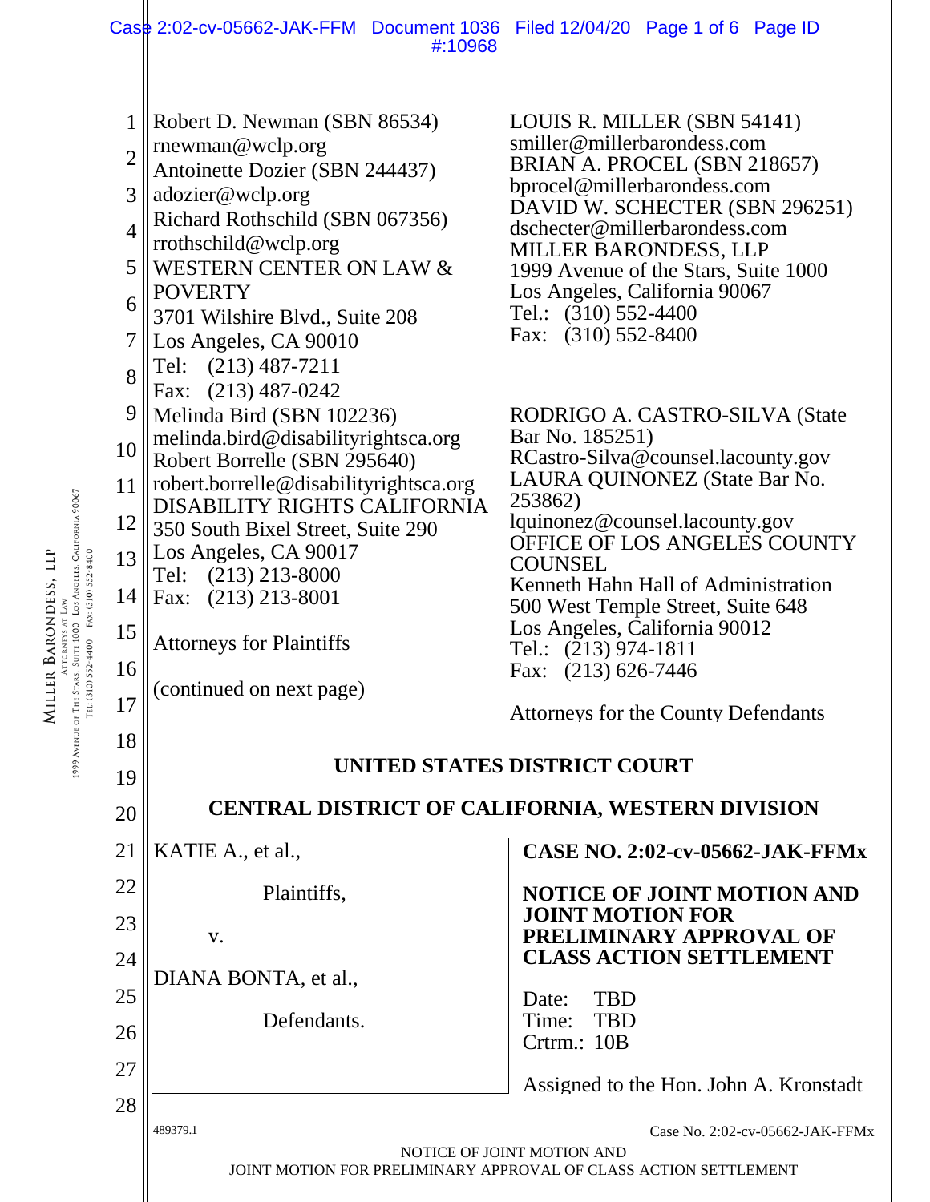Robert D. Newman (SBN 86534)
rnewman@wclp.org
Antoinette Dozier (SBN 244437)
adozier@wclp.org
Richard Rothschild (SBN 067356)
rrothschild@wclp.org
WESTERN CENTER ON LAW & POVERTY
3701 Wilshire Blvd., Suite 208
Los Angeles, CA 90010
Tel: (213) 487-7211
Fax: (213) 487-0242

Melinda Bird (SBN 102236)
melinda.bird@disabilityrightsca.org
Robert Borrelle (SBN 295640)
robert.borrelle@disabilityrightsca.org
DISABILITY RIGHTS CALIFORNIA
350 South Bixel Street, Suite 290
Los Angeles, CA 90017
Tel: (213) 213-8000
Fax: (213) 213-8001

Attorneys for Plaintiffs

(continued on next page)

LOUIS R. MILLER (SBN 54141)
smiller@millerbarondess.com
BRIAN A. PROCEL (SBN 218657)
bprocel@millerbarondess.com
DAVID W. SCHECTER (SBN 296251)
dschecter@millerbarondess.com
MILLER BARONDESS, LLP
1999 Avenue of the Stars, Suite 1000
Los Angeles, California 90067
Tel.: (310) 552-4400
Fax: (310) 552-8400

RODRIGO A. CASTRO-SILVA (State Bar No. 185251)
RCastro-Silva@counsel.lacounty.gov
LAURA QUINONEZ (State Bar No. 253862)
lquinonez@counsel.lacounty.gov
OFFICE OF LOS ANGELES COUNTY COUNSEL
Kenneth Hahn Hall of Administration
500 West Temple Street, Suite 648
Los Angeles, California 90012
Tel.: (213) 974-1811
Fax: (213) 626-7446

Attorneys for the County Defendants

**UNITED STATES DISTRICT COURT**

**CENTRAL DISTRICT OF CALIFORNIA, WESTERN DIVISION**

KATIE A., et al.,

Plaintiffs,

v.

DIANA BONTA, et al.,

Defendants.

**CASE NO. 2:02-cv-05662-JAK-FFMx**

**NOTICE OF JOINT MOTION AND JOINT MOTION FOR PRELIMINARY APPROVAL OF CLASS ACTION SETTLEMENT**

Date: TBD
Time: TBD
Crtrm.: 10B

Assigned to the Hon. John A. Kronstadt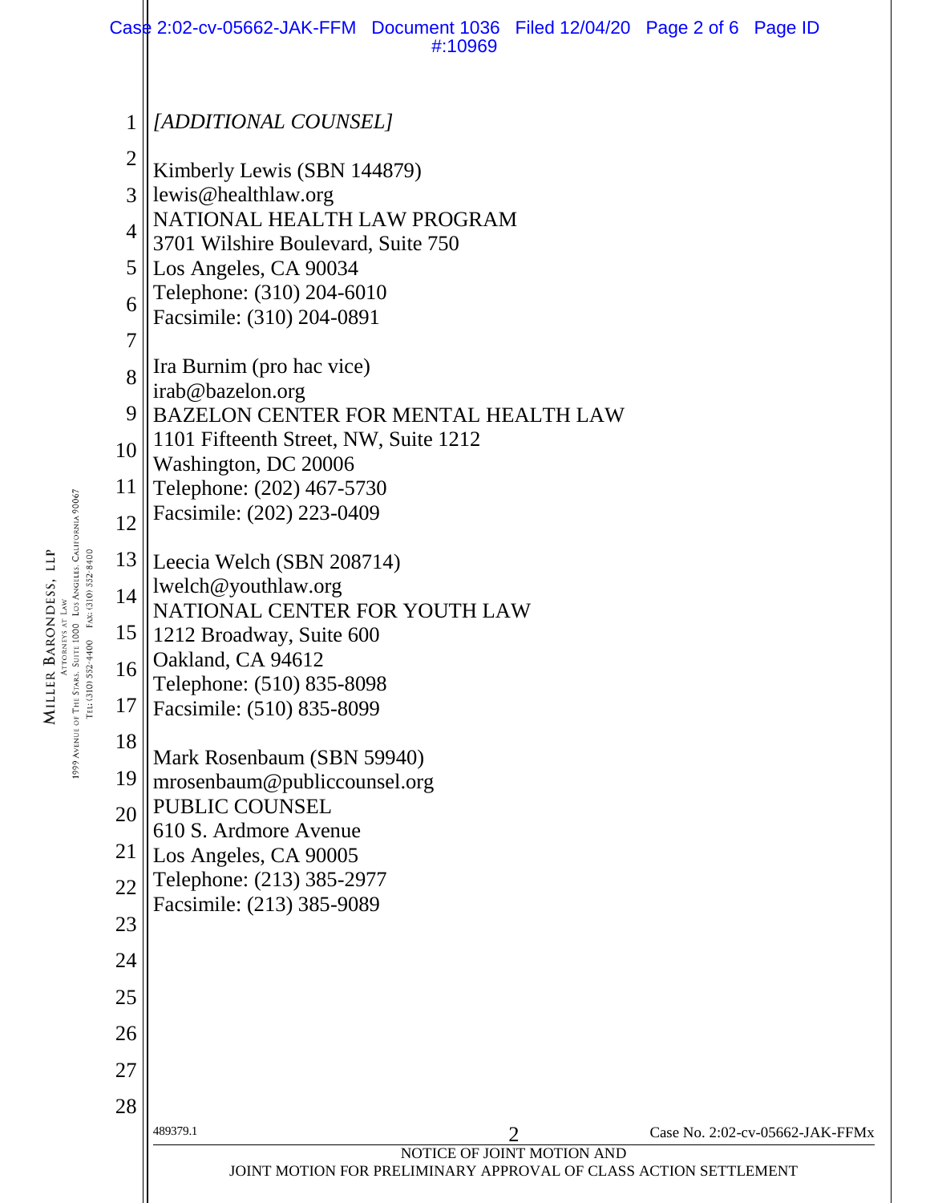*[ADDITIONAL COUNSEL]*

Kimberly Lewis (SBN 144879)
lewis@healthlaw.org
NATIONAL HEALTH LAW PROGRAM
3701 Wilshire Boulevard, Suite 750
Los Angeles, CA 90034
Telephone: (310) 204-6010
Facsimile: (310) 204-0891

Ira Burnim (pro hac vice)
irab@bazelon.org
BAZELON CENTER FOR MENTAL HEALTH LAW
1101 Fifteenth Street, NW, Suite 1212
Washington, DC 20006
Telephone: (202) 467-5730
Facsimile: (202) 223-0409

Leecia Welch (SBN 208714)
lwelch@youthlaw.org
NATIONAL CENTER FOR YOUTH LAW
1212 Broadway, Suite 600
Oakland, CA 94612
Telephone: (510) 835-8098
Facsimile: (510) 835-8099

Mark Rosenbaum (SBN 59940)
mrosenbaum@publiccounsel.org
PUBLIC COUNSEL
610 S. Ardmore Avenue
Los Angeles, CA 90005
Telephone: (213) 385-2977
Facsimile: (213) 385-9089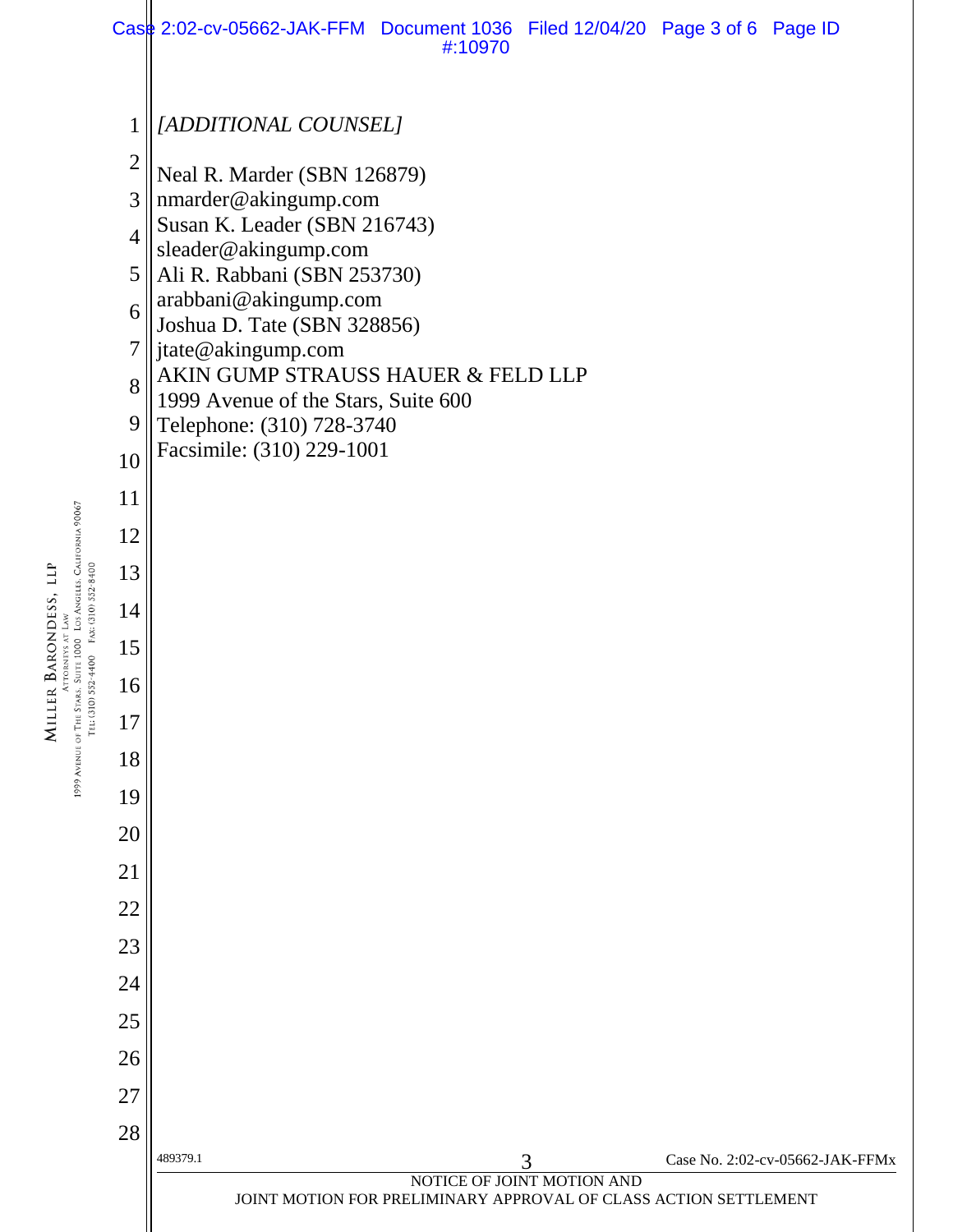*[ADDITIONAL COUNSEL]*

Neal R. Marder (SBN 126879)
nmarder@akingump.com
Susan K. Leader (SBN 216743)
sleader@akingump.com
Ali R. Rabbani (SBN 253730)
arabbani@akingump.com
Joshua D. Tate (SBN 328856)
jtate@akingump.com
AKIN GUMP STRAUSS HAUER & FELD LLP
1999 Avenue of the Stars, Suite 600
Telephone: (310) 728-3740
Facsimile: (310) 229-1001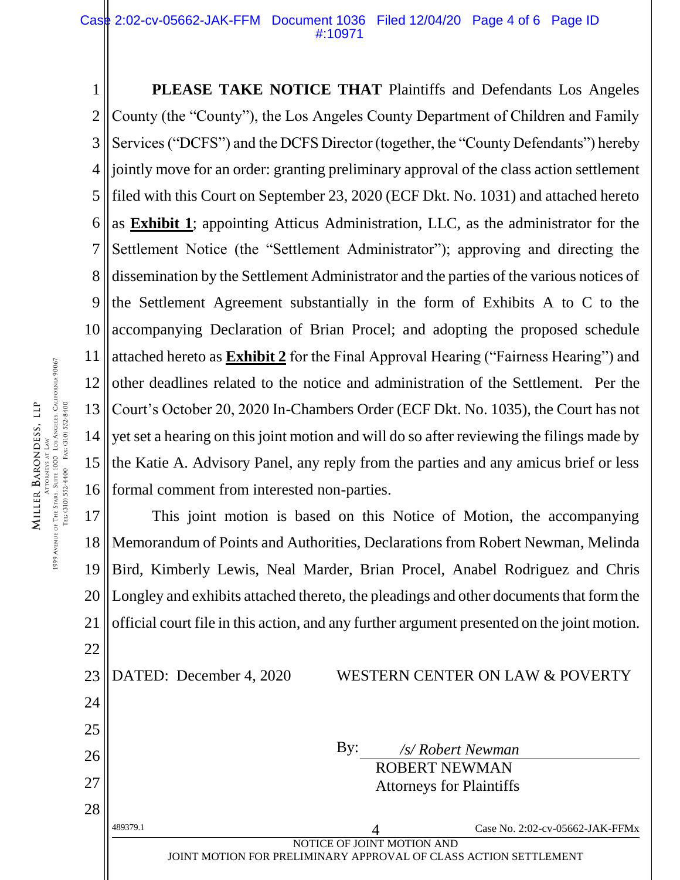**PLEASE TAKE NOTICE THAT** Plaintiffs and Defendants Los Angeles County (the "County"), the Los Angeles County Department of Children and Family Services ("DCFS") and the DCFS Director (together, the "County Defendants") hereby jointly move for an order: granting preliminary approval of the class action settlement filed with this Court on September 23, 2020 (ECF Dkt. No. 1031) and attached hereto as **Exhibit 1**; appointing Atticus Administration, LLC, as the administrator for the Settlement Notice (the "Settlement Administrator"); approving and directing the dissemination by the Settlement Administrator and the parties of the various notices of the Settlement Agreement substantially in the form of Exhibits A to C to the accompanying Declaration of Brian Procel; and adopting the proposed schedule attached hereto as **Exhibit 2** for the Final Approval Hearing ("Fairness Hearing") and other deadlines related to the notice and administration of the Settlement. Per the Court's October 20, 2020 In-Chambers Order (ECF Dkt. No. 1035), the Court has not yet set a hearing on this joint motion and will do so after reviewing the filings made by the Katie A. Advisory Panel, any reply from the parties and any amicus brief or less formal comment from interested non-parties.

This joint motion is based on this Notice of Motion, the accompanying Memorandum of Points and Authorities, Declarations from Robert Newman, Melinda Bird, Kimberly Lewis, Neal Marder, Brian Procel, Anabel Rodriguez and Chris Longley and exhibits attached thereto, the pleadings and other documents that form the official court file in this action, and any further argument presented on the joint motion.

DATED: December 4, 2020

WESTERN CENTER ON LAW & POVERTY

By: */s/ Robert Newman*
ROBERT NEWMAN
Attorneys for Plaintiffs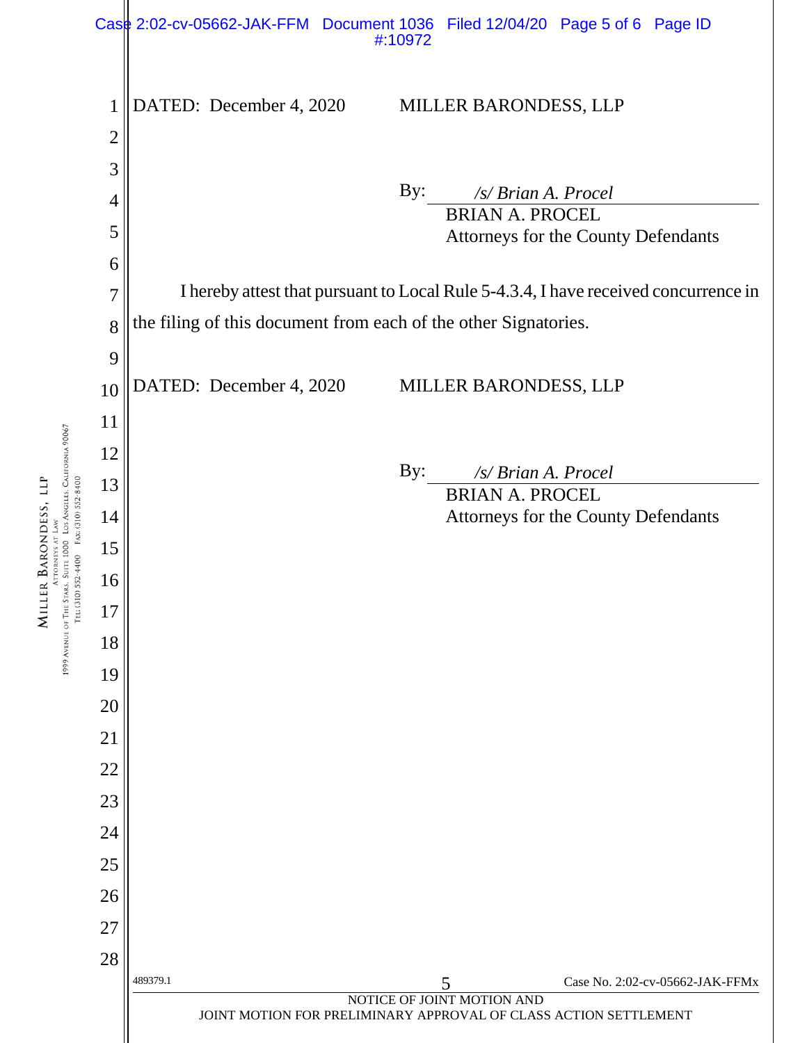DATED: December 4, 2020 MILLER BARONDESS, LLP

By: */s/ Brian A. Procel*
BRIAN A. PROCEL
Attorneys for the County Defendants

I hereby attest that pursuant to Local Rule 5-4.3.4, I have received concurrence in the filing of this document from each of the other Signatories.

DATED: December 4, 2020 MILLER BARONDESS, LLP

By: */s/ Brian A. Procel*
BRIAN A. PROCEL
Attorneys for the County Defendants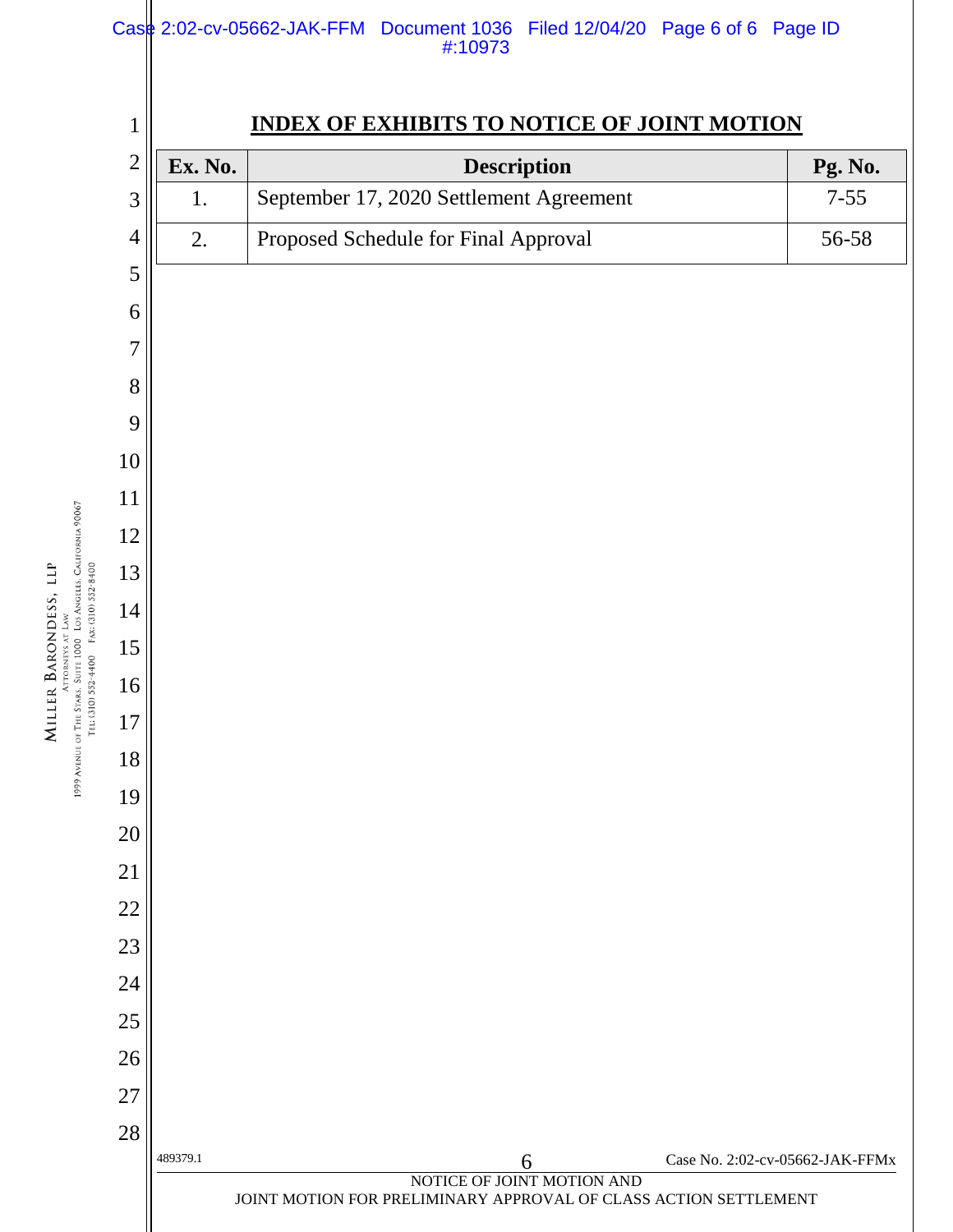# INDEX OF EXHIBITS TO NOTICE OF JOINT MOTION

| Ex. No. | Description | Pg. No. |
|---|---|---|
| 1. | September 17, 2020 Settlement Agreement | 7-55 |
| 2. | Proposed Schedule for Final Approval | 56-58 |